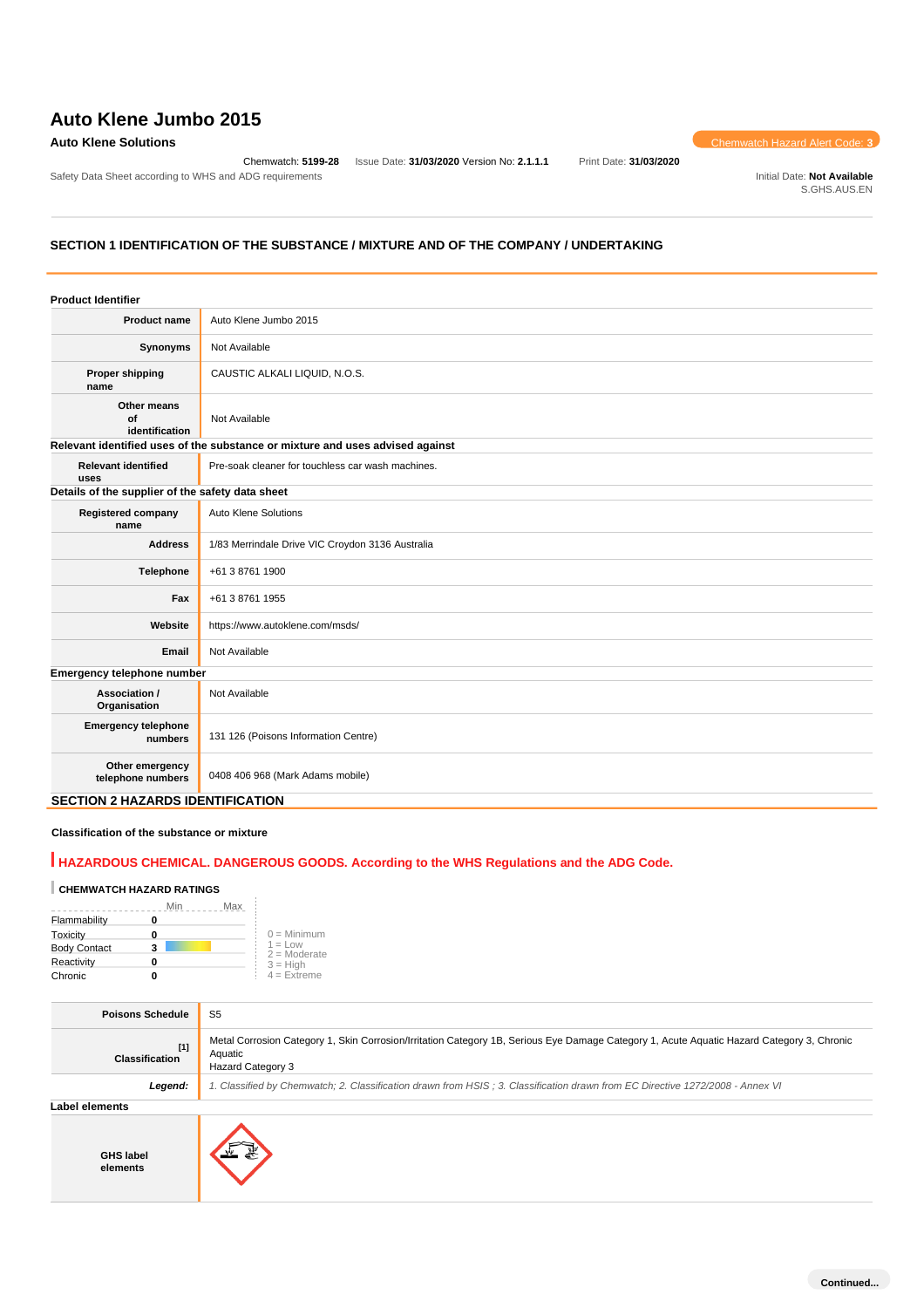# Auto Klene Jumbo 2015

**Auto Klene Solutions**

Chemwatch Hazard Alert Code: **3**

Chemwatch: **5199-28** Issue Date: **31/03/2020** Version No: **2.1.1.1** Print Date: **31/03/2020**

Safety Data Sheet according to WHS and ADG requirements

Initial Date: **Not Available**
S.GHS.AUS.EN

## SECTION 1 IDENTIFICATION OF THE SUBSTANCE / MIXTURE AND OF THE COMPANY / UNDERTAKING

### Product Identifier

| | |
|---|---|
| **Product name** | Auto Klene Jumbo 2015 |
| **Synonyms** | Not Available |
| **Proper shipping name** | CAUSTIC ALKALI LIQUID, N.O.S. |
| **Other means of identification** | Not Available |

### Relevant identified uses of the substance or mixture and uses advised against

| | |
|---|---|
| **Relevant identified uses** | Pre-soak cleaner for touchless car wash machines. |

### Details of the supplier of the safety data sheet

| | |
|---|---|
| **Registered company name** | Auto Klene Solutions |
| **Address** | 1/83 Merrindale Drive VIC Croydon 3136 Australia |
| **Telephone** | +61 3 8761 1900 |
| **Fax** | +61 3 8761 1955 |
| **Website** | https://www.autoklene.com/msds/ |
| **Email** | Not Available |

### Emergency telephone number

| | |
|---|---|
| **Association / Organisation** | Not Available |
| **Emergency telephone numbers** | 131 126 (Poisons Information Centre) |
| **Other emergency telephone numbers** | 0408 406 968 (Mark Adams mobile) |

## SECTION 2 HAZARDS IDENTIFICATION

### Classification of the substance or mixture

**HAZARDOUS CHEMICAL. DANGEROUS GOODS. According to the WHS Regulations and the ADG Code.**

**CHEMWATCH HAZARD RATINGS**

| | | Min / Max |
|---|---|---|
| Flammability | 0 | |
| Toxicity | 0 | |
| Body Contact | 3 | |
| Reactivity | 0 | |
| Chronic | 0 | |

0 = Minimum
1 = Low
2 = Moderate
3 = High
4 = Extreme

| | |
|---|---|
| **Poisons Schedule** | S5 |
| **Classification** [1] | Metal Corrosion Category 1, Skin Corrosion/Irritation Category 1B, Serious Eye Damage Category 1, Acute Aquatic Hazard Category 3, Chronic Aquatic Hazard Category 3 |
| ***Legend:*** | *1. Classified by Chemwatch; 2. Classification drawn from HSIS ; 3. Classification drawn from EC Directive 1272/2008 - Annex VI* |

### Label elements

| | |
|---|---|
| **GHS label elements** | |

Continued...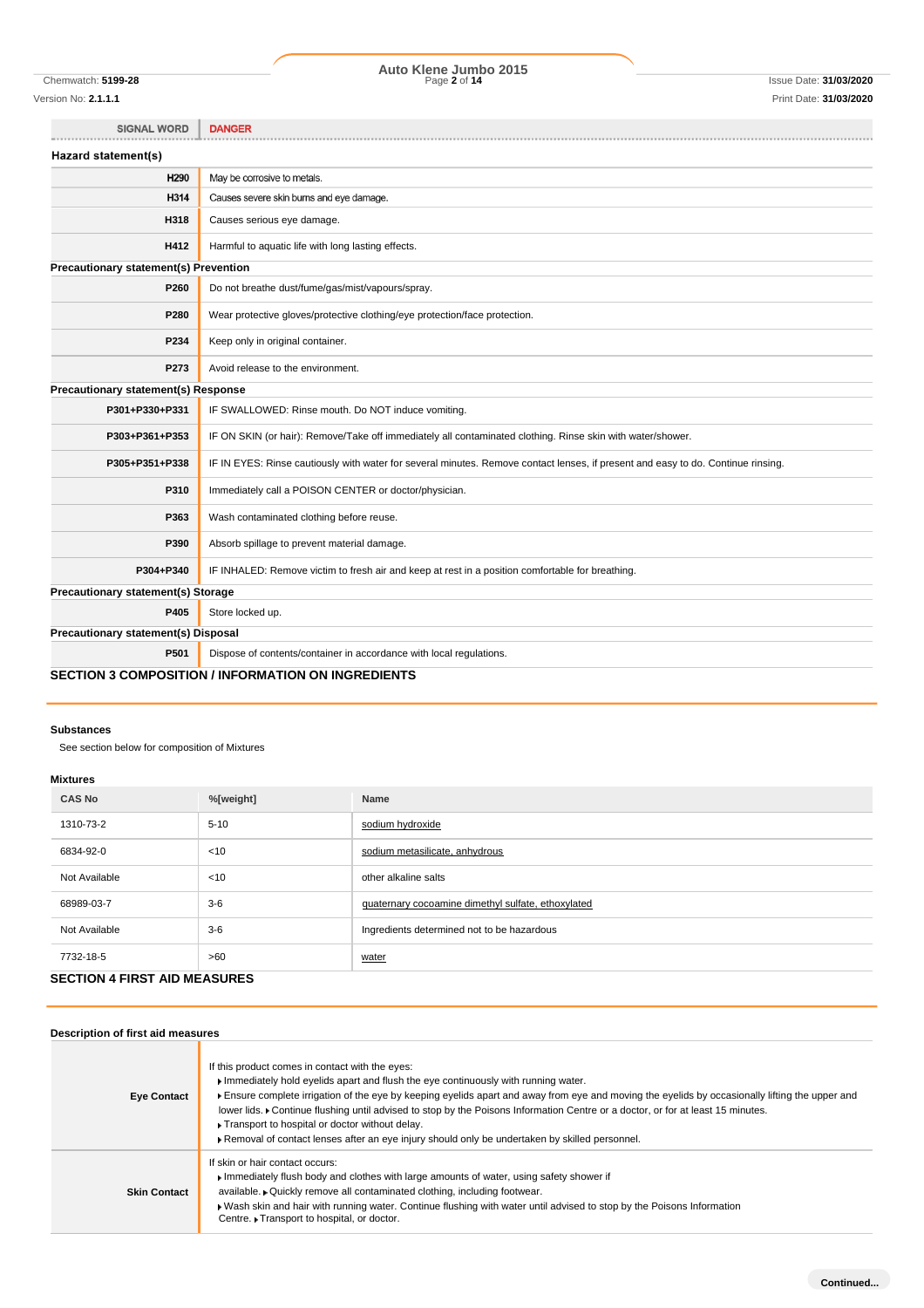| SIGNAL WORD | DANGER |
| --- | --- |

**Hazard statement(s)**

| | |
| --- | --- |
| H290 | May be corrosive to metals. |
| H314 | Causes severe skin burns and eye damage. |
| H318 | Causes serious eye damage. |
| H412 | Harmful to aquatic life with long lasting effects. |

**Precautionary statement(s) Prevention**

| | |
| --- | --- |
| P260 | Do not breathe dust/fume/gas/mist/vapours/spray. |
| P280 | Wear protective gloves/protective clothing/eye protection/face protection. |
| P234 | Keep only in original container. |
| P273 | Avoid release to the environment. |

**Precautionary statement(s) Response**

| | |
| --- | --- |
| P301+P330+P331 | IF SWALLOWED: Rinse mouth. Do NOT induce vomiting. |
| P303+P361+P353 | IF ON SKIN (or hair): Remove/Take off immediately all contaminated clothing. Rinse skin with water/shower. |
| P305+P351+P338 | IF IN EYES: Rinse cautiously with water for several minutes. Remove contact lenses, if present and easy to do. Continue rinsing. |
| P310 | Immediately call a POISON CENTER or doctor/physician. |
| P363 | Wash contaminated clothing before reuse. |
| P390 | Absorb spillage to prevent material damage. |
| P304+P340 | IF INHALED: Remove victim to fresh air and keep at rest in a position comfortable for breathing. |

**Precautionary statement(s) Storage**

| | |
| --- | --- |
| P405 | Store locked up. |

**Precautionary statement(s) Disposal**

| | |
| --- | --- |
| P501 | Dispose of contents/container in accordance with local regulations. |

## SECTION 3 COMPOSITION / INFORMATION ON INGREDIENTS

### Substances

See section below for composition of Mixtures

### Mixtures

| CAS No | %[weight] | Name |
| --- | --- | --- |
| 1310-73-2 | 5-10 | sodium hydroxide |
| 6834-92-0 | <10 | sodium metasilicate, anhydrous |
| Not Available | <10 | other alkaline salts |
| 68989-03-7 | 3-6 | quaternary cocoamine dimethyl sulfate, ethoxylated |
| Not Available | 3-6 | Ingredients determined not to be hazardous |
| 7732-18-5 | >60 | water |

## SECTION 4 FIRST AID MEASURES

### Description of first aid measures

| | |
| --- | --- |
| Eye Contact | If this product comes in contact with the eyes: ▸ Immediately hold eyelids apart and flush the eye continuously with running water. ▸ Ensure complete irrigation of the eye by keeping eyelids apart and away from eye and moving the eyelids by occasionally lifting the upper and lower lids. ▸ Continue flushing until advised to stop by the Poisons Information Centre or a doctor, or for at least 15 minutes. ▸ Transport to hospital or doctor without delay. ▸ Removal of contact lenses after an eye injury should only be undertaken by skilled personnel. |
| Skin Contact | If skin or hair contact occurs: ▸ Immediately flush body and clothes with large amounts of water, using safety shower if available. ▸ Quickly remove all contaminated clothing, including footwear. ▸ Wash skin and hair with running water. Continue flushing with water until advised to stop by the Poisons Information Centre. ▸ Transport to hospital, or doctor. |

Continued...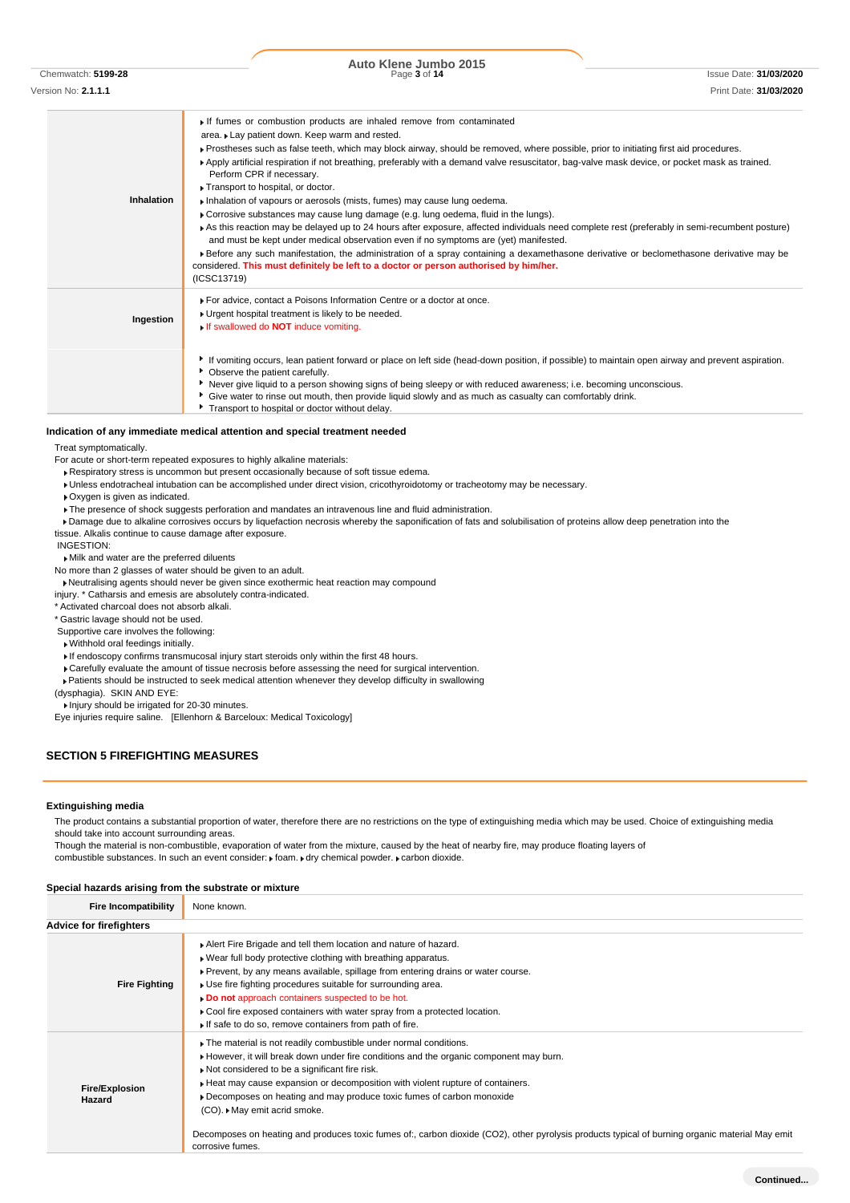| | |
|---|---|
| **Inhalation** | ▸ If fumes or combustion products are inhaled remove from contaminated area. ▸ Lay patient down. Keep warm and rested.<br>▸ Prostheses such as false teeth, which may block airway, should be removed, where possible, prior to initiating first aid procedures.<br>▸ Apply artificial respiration if not breathing, preferably with a demand valve resuscitator, bag-valve mask device, or pocket mask as trained. Perform CPR if necessary.<br>▸ Transport to hospital, or doctor.<br>▸ Inhalation of vapours or aerosols (mists, fumes) may cause lung oedema.<br>▸ Corrosive substances may cause lung damage (e.g. lung oedema, fluid in the lungs).<br>▸ As this reaction may be delayed up to 24 hours after exposure, affected individuals need complete rest (preferably in semi-recumbent posture) and must be kept under medical observation even if no symptoms are (yet) manifested.<br>▸ Before any such manifestation, the administration of a spray containing a dexamethasone derivative or beclomethasone derivative may be considered. **This must definitely be left to a doctor or person authorised by him/her.**<br>(ICSC13719) |
| **Ingestion** | ▸ For advice, contact a Poisons Information Centre or a doctor at once.<br>▸ Urgent hospital treatment is likely to be needed.<br>▸ If swallowed do **NOT** induce vomiting. |
| | ▸ If vomiting occurs, lean patient forward or place on left side (head-down position, if possible) to maintain open airway and prevent aspiration.<br>▸ Observe the patient carefully.<br>▸ Never give liquid to a person showing signs of being sleepy or with reduced awareness; i.e. becoming unconscious.<br>▸ Give water to rinse out mouth, then provide liquid slowly and as much as casualty can comfortably drink.<br>▸ Transport to hospital or doctor without delay. |

### Indication of any immediate medical attention and special treatment needed

Treat symptomatically.
For acute or short-term repeated exposures to highly alkaline materials:
- Respiratory stress is uncommon but present occasionally because of soft tissue edema.
- Unless endotracheal intubation can be accomplished under direct vision, cricothyroidotomy or tracheotomy may be necessary.
- Oxygen is given as indicated.
- The presence of shock suggests perforation and mandates an intravenous line and fluid administration.
- Damage due to alkaline corrosives occurs by liquefaction necrosis whereby the saponification of fats and solubilisation of proteins allow deep penetration into the tissue. Alkalis continue to cause damage after exposure.

INGESTION:
- Milk and water are the preferred diluents

No more than 2 glasses of water should be given to an adult.
- Neutralising agents should never be given since exothermic heat reaction may compound injury. * Catharsis and emesis are absolutely contra-indicated.

* Activated charcoal does not absorb alkali.
* Gastric lavage should not be used.

Supportive care involves the following:
- Withhold oral feedings initially.
- If endoscopy confirms transmucosal injury start steroids only within the first 48 hours.
- Carefully evaluate the amount of tissue necrosis before assessing the need for surgical intervention.
- Patients should be instructed to seek medical attention whenever they develop difficulty in swallowing (dysphagia). SKIN AND EYE:
- Injury should be irrigated for 20-30 minutes.

Eye injuries require saline. [Ellenhorn & Barceloux: Medical Toxicology]

## SECTION 5 FIREFIGHTING MEASURES

### Extinguishing media

The product contains a substantial proportion of water, therefore there are no restrictions on the type of extinguishing media which may be used. Choice of extinguishing media should take into account surrounding areas.
Though the material is non-combustible, evaporation of water from the mixture, caused by the heat of nearby fire, may produce floating layers of combustible substances. In such an event consider: ▸ foam. ▸ dry chemical powder. ▸ carbon dioxide.

### Special hazards arising from the substrate or mixture

| | |
|---|---|
| **Fire Incompatibility** | None known. |

### Advice for firefighters

| | |
|---|---|
| **Fire Fighting** | ▸ Alert Fire Brigade and tell them location and nature of hazard.<br>▸ Wear full body protective clothing with breathing apparatus.<br>▸ Prevent, by any means available, spillage from entering drains or water course.<br>▸ Use fire fighting procedures suitable for surrounding area.<br>▸ **Do not** approach containers suspected to be hot.<br>▸ Cool fire exposed containers with water spray from a protected location.<br>▸ If safe to do so, remove containers from path of fire. |
| **Fire/Explosion Hazard** | ▸ The material is not readily combustible under normal conditions.<br>▸ However, it will break down under fire conditions and the organic component may burn.<br>▸ Not considered to be a significant fire risk.<br>▸ Heat may cause expansion or decomposition with violent rupture of containers.<br>▸ Decomposes on heating and may produce toxic fumes of carbon monoxide (CO). ▸ May emit acrid smoke.<br><br>Decomposes on heating and produces toxic fumes of:, carbon dioxide ($CO_2$), other pyrolysis products typical of burning organic material May emit corrosive fumes. |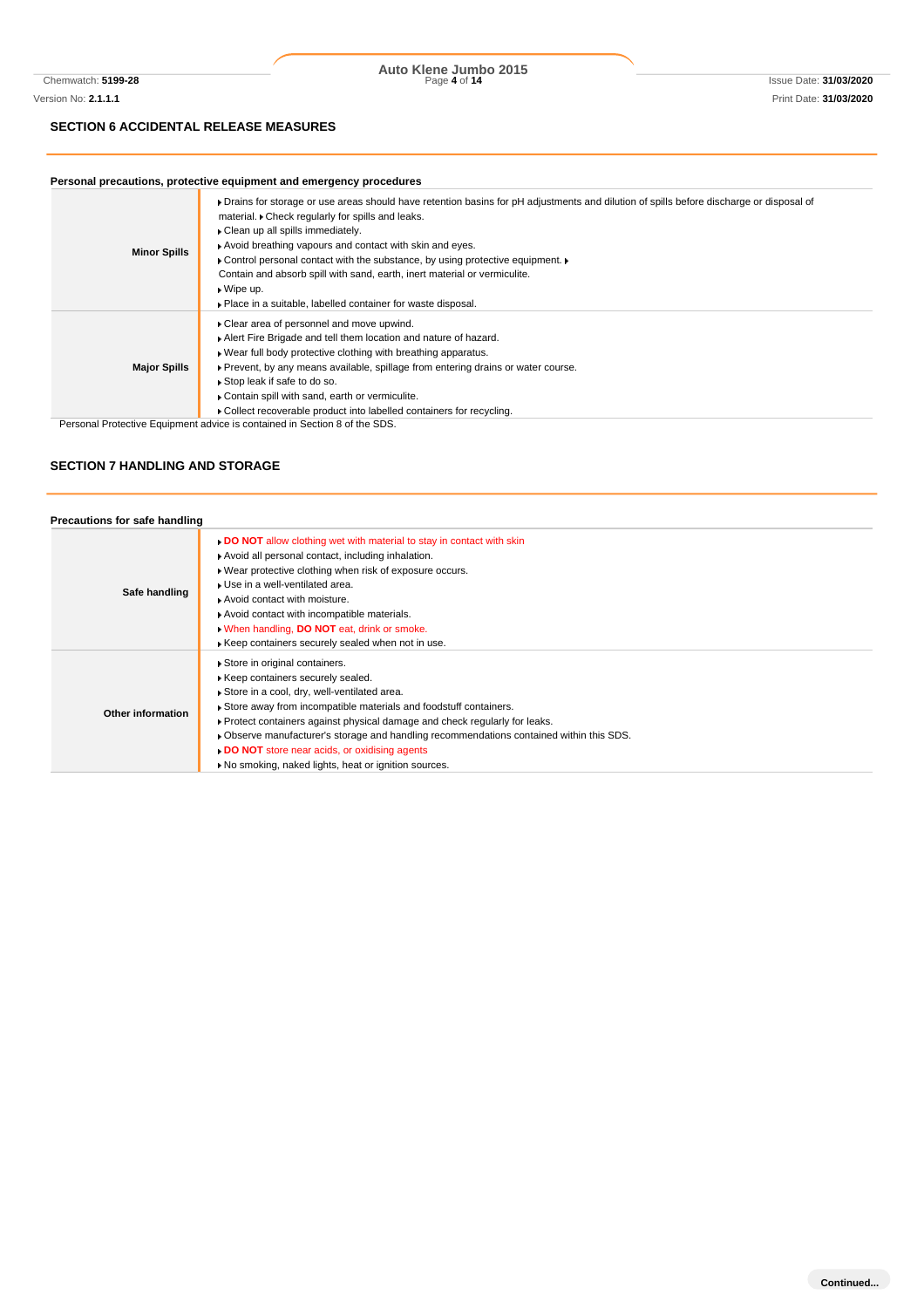## SECTION 6 ACCIDENTAL RELEASE MEASURES

### Personal precautions, protective equipment and emergency procedures

| | |
|---|---|
| **Minor Spills** | ▸ Drains for storage or use areas should have retention basins for pH adjustments and dilution of spills before discharge or disposal of material. ▸ Check regularly for spills and leaks.<br>▸ Clean up all spills immediately.<br>▸ Avoid breathing vapours and contact with skin and eyes.<br>▸ Control personal contact with the substance, by using protective equipment. ▸ Contain and absorb spill with sand, earth, inert material or vermiculite.<br>▸ Wipe up.<br>▸ Place in a suitable, labelled container for waste disposal. |
| **Major Spills** | ▸ Clear area of personnel and move upwind.<br>▸ Alert Fire Brigade and tell them location and nature of hazard.<br>▸ Wear full body protective clothing with breathing apparatus.<br>▸ Prevent, by any means available, spillage from entering drains or water course.<br>▸ Stop leak if safe to do so.<br>▸ Contain spill with sand, earth or vermiculite.<br>▸ Collect recoverable product into labelled containers for recycling. |

Personal Protective Equipment advice is contained in Section 8 of the SDS.

## SECTION 7 HANDLING AND STORAGE

### Precautions for safe handling

| | |
|---|---|
| **Safe handling** | ▸ **DO NOT** allow clothing wet with material to stay in contact with skin<br>▸ Avoid all personal contact, including inhalation.<br>▸ Wear protective clothing when risk of exposure occurs.<br>▸ Use in a well-ventilated area.<br>▸ Avoid contact with moisture.<br>▸ Avoid contact with incompatible materials.<br>▸ When handling, **DO NOT** eat, drink or smoke.<br>▸ Keep containers securely sealed when not in use. |
| **Other information** | ▸ Store in original containers.<br>▸ Keep containers securely sealed.<br>▸ Store in a cool, dry, well-ventilated area.<br>▸ Store away from incompatible materials and foodstuff containers.<br>▸ Protect containers against physical damage and check regularly for leaks.<br>▸ Observe manufacturer's storage and handling recommendations contained within this SDS.<br>▸ **DO NOT** store near acids, or oxidising agents<br>▸ No smoking, naked lights, heat or ignition sources. |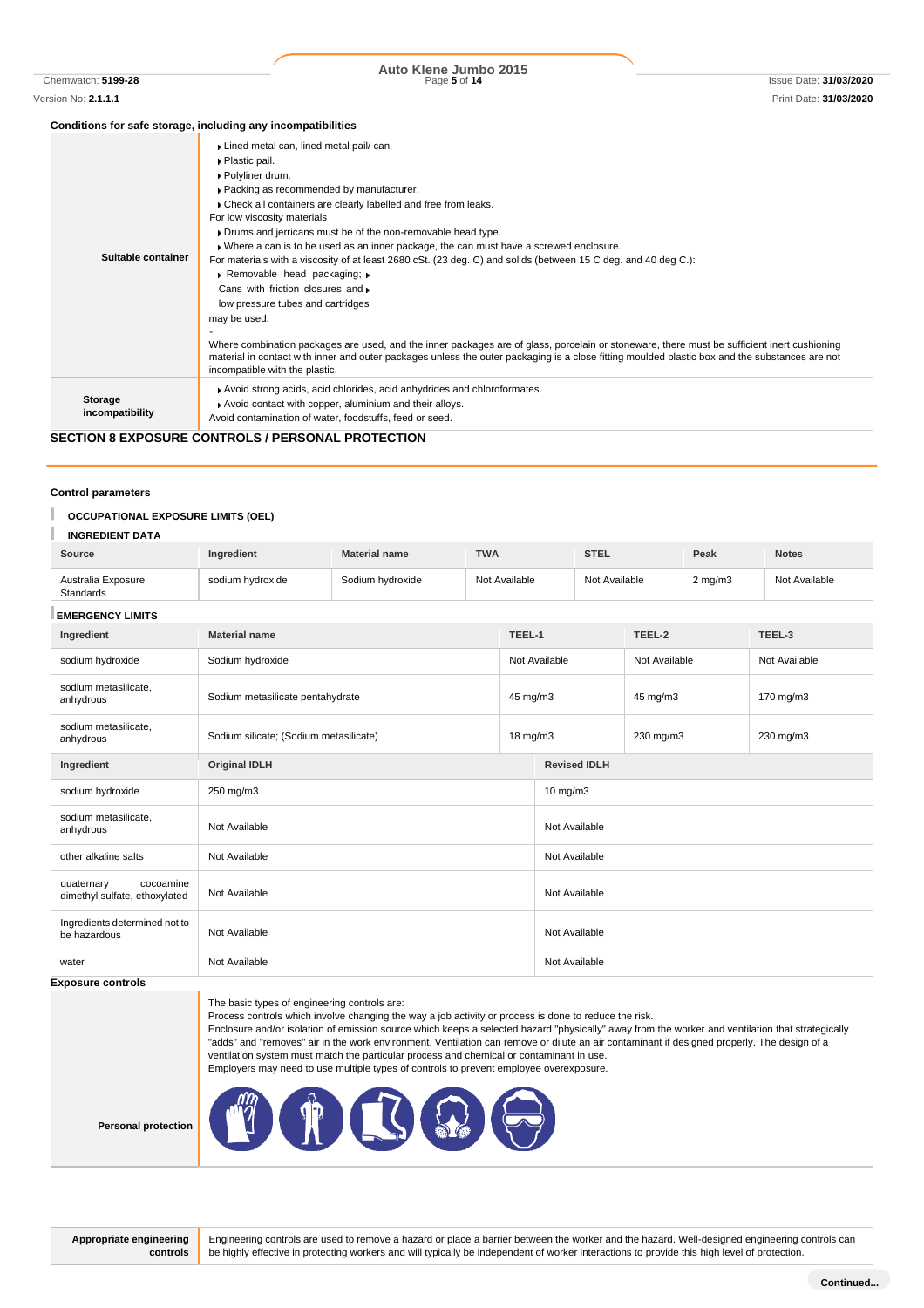### Conditions for safe storage, including any incompatibilities

| | |
|---|---|
| **Suitable container** | ▸ Lined metal can, lined metal pail/ can.<br>▸ Plastic pail.<br>▸ Polyliner drum.<br>▸ Packing as recommended by manufacturer.<br>▸ Check all containers are clearly labelled and free from leaks.<br>For low viscosity materials<br>▸ Drums and jerricans must be of the non-removable head type.<br>▸ Where a can is to be used as an inner package, the can must have a screwed enclosure.<br>For materials with a viscosity of at least 2680 cSt. (23 deg. C) and solids (between 15 C deg. and 40 deg C.):<br>▸ Removable head packaging; ▸<br>Cans with friction closures and ▸<br>low pressure tubes and cartridges<br>may be used.<br>-<br>Where combination packages are used, and the inner packages are of glass, porcelain or stoneware, there must be sufficient inert cushioning material in contact with inner and outer packages unless the outer packaging is a close fitting moulded plastic box and the substances are not incompatible with the plastic. |
| **Storage incompatibility** | ▸ Avoid strong acids, acid chlorides, acid anhydrides and chloroformates.<br>▸ Avoid contact with copper, aluminium and their alloys.<br>Avoid contamination of water, foodstuffs, feed or seed. |

## SECTION 8 EXPOSURE CONTROLS / PERSONAL PROTECTION

### Control parameters

**OCCUPATIONAL EXPOSURE LIMITS (OEL)**

**INGREDIENT DATA**

| Source | Ingredient | Material name | TWA | STEL | Peak | Notes |
|---|---|---|---|---|---|---|
| Australia Exposure Standards | sodium hydroxide | Sodium hydroxide | Not Available | Not Available | 2 mg/m3 | Not Available |

**EMERGENCY LIMITS**

| Ingredient | Material name | TEEL-1 | TEEL-2 | TEEL-3 |
|---|---|---|---|---|
| sodium hydroxide | Sodium hydroxide | Not Available | Not Available | Not Available |
| sodium metasilicate, anhydrous | Sodium metasilicate pentahydrate | 45 mg/m3 | 45 mg/m3 | 170 mg/m3 |
| sodium metasilicate, anhydrous | Sodium silicate; (Sodium metasilicate) | 18 mg/m3 | 230 mg/m3 | 230 mg/m3 |

| Ingredient | Original IDLH | Revised IDLH |
|---|---|---|
| sodium hydroxide | 250 mg/m3 | 10 mg/m3 |
| sodium metasilicate, anhydrous | Not Available | Not Available |
| other alkaline salts | Not Available | Not Available |
| quaternary cocoamine dimethyl sulfate, ethoxylated | Not Available | Not Available |
| Ingredients determined not to be hazardous | Not Available | Not Available |
| water | Not Available | Not Available |

### Exposure controls

| | |
|---|---|
| | The basic types of engineering controls are:<br>Process controls which involve changing the way a job activity or process is done to reduce the risk.<br>Enclosure and/or isolation of emission source which keeps a selected hazard "physically" away from the worker and ventilation that strategically "adds" and "removes" air in the work environment. Ventilation can remove or dilute an air contaminant if designed properly. The design of a ventilation system must match the particular process and chemical or contaminant in use.<br>Employers may need to use multiple types of controls to prevent employee overexposure. |
| **Personal protection** | |
| **Appropriate engineering controls** | Engineering controls are used to remove a hazard or place a barrier between the worker and the hazard. Well-designed engineering controls can be highly effective in protecting workers and will typically be independent of worker interactions to provide this high level of protection. |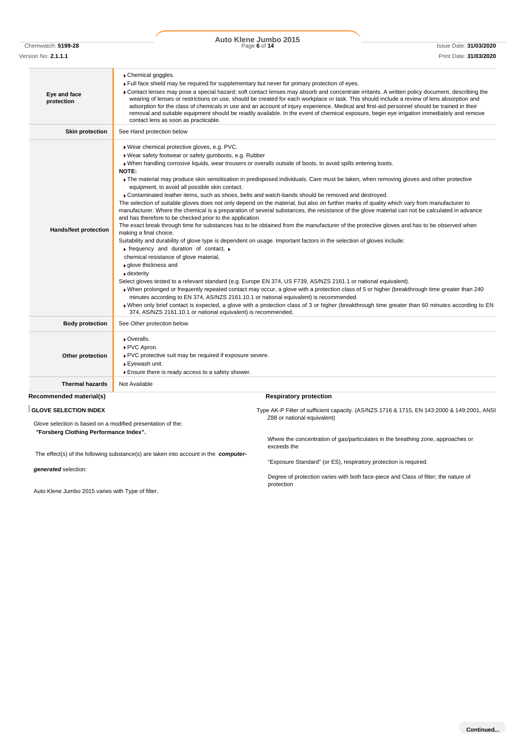| | |
|---|---|
| **Eye and face protection** | ▶ Chemical goggles.<br>▶ Full face shield may be required for supplementary but never for primary protection of eyes.<br>▶ Contact lenses may pose a special hazard; soft contact lenses may absorb and concentrate irritants. A written policy document, describing the wearing of lenses or restrictions on use, should be created for each workplace or task. This should include a review of lens absorption and adsorption for the class of chemicals in use and an account of injury experience. Medical and first-aid personnel should be trained in their removal and suitable equipment should be readily available. In the event of chemical exposure, begin eye irrigation immediately and remove contact lens as soon as practicable. |
| **Skin protection** | See Hand protection below |
| **Hands/feet protection** | ▶ Wear chemical protective gloves, e.g. PVC.<br>▶ Wear safety footwear or safety gumboots, e.g. Rubber<br>▶ When handling corrosive liquids, wear trousers or overalls outside of boots, to avoid spills entering boots.<br>**NOTE:**<br>▶ The material may produce skin sensitisation in predisposed individuals. Care must be taken, when removing gloves and other protective equipment, to avoid all possible skin contact.<br>▶ Contaminated leather items, such as shoes, belts and watch-bands should be removed and destroyed.<br>The selection of suitable gloves does not only depend on the material, but also on further marks of quality which vary from manufacturer to manufacturer. Where the chemical is a preparation of several substances, the resistance of the glove material can not be calculated in advance and has therefore to be checked prior to the application.<br>The exact break through time for substances has to be obtained from the manufacturer of the protective gloves and.has to be observed when making a final choice.<br>Suitability and durability of glove type is dependent on usage. Important factors in the selection of gloves include:<br>▶ frequency and duration of contact, ▶<br>chemical resistance of glove material,<br>▶ glove thickness and<br>▶ dexterity<br>Select gloves tested to a relevant standard (e.g. Europe EN 374, US F739, AS/NZS 2161.1 or national equivalent).<br>▶ When prolonged or frequently repeated contact may occur, a glove with a protection class of 5 or higher (breakthrough time greater than 240 minutes according to EN 374, AS/NZS 2161.10.1 or national equivalent) is recommended.<br>▶ When only brief contact is expected, a glove with a protection class of 3 or higher (breakthrough time greater than 60 minutes according to EN 374, AS/NZS 2161.10.1 or national equivalent) is recommended. |
| **Body protection** | See Other protection below |
| **Other protection** | ▶ Overalls.<br>▶ PVC Apron.<br>▶ PVC protective suit may be required if exposure severe.<br>▶ Eyewash unit.<br>▶ Ensure there is ready access to a safety shower. |
| **Thermal hazards** | Not Available |

**Recommended material(s)**

**GLOVE SELECTION INDEX**

Glove selection is based on a modified presentation of the:
***"Forsberg Clothing Performance Index".***

The effect(s) of the following substance(s) are taken into account in the ***computer-generated*** selection:

Auto Klene Jumbo 2015 varies with Type of filter.

**Respiratory protection**

Type AK-P Filter of sufficient capacity. (AS/NZS 1716 & 1715, EN 143:2000 & 149:2001, ANSI Z88 or national equivalent)

Where the concentration of gas/particulates in the breathing zone, approaches or exceeds the

"Exposure Standard" (or ES), respiratory protection is required.

Degree of protection varies with both face-piece and Class of filter; the nature of protection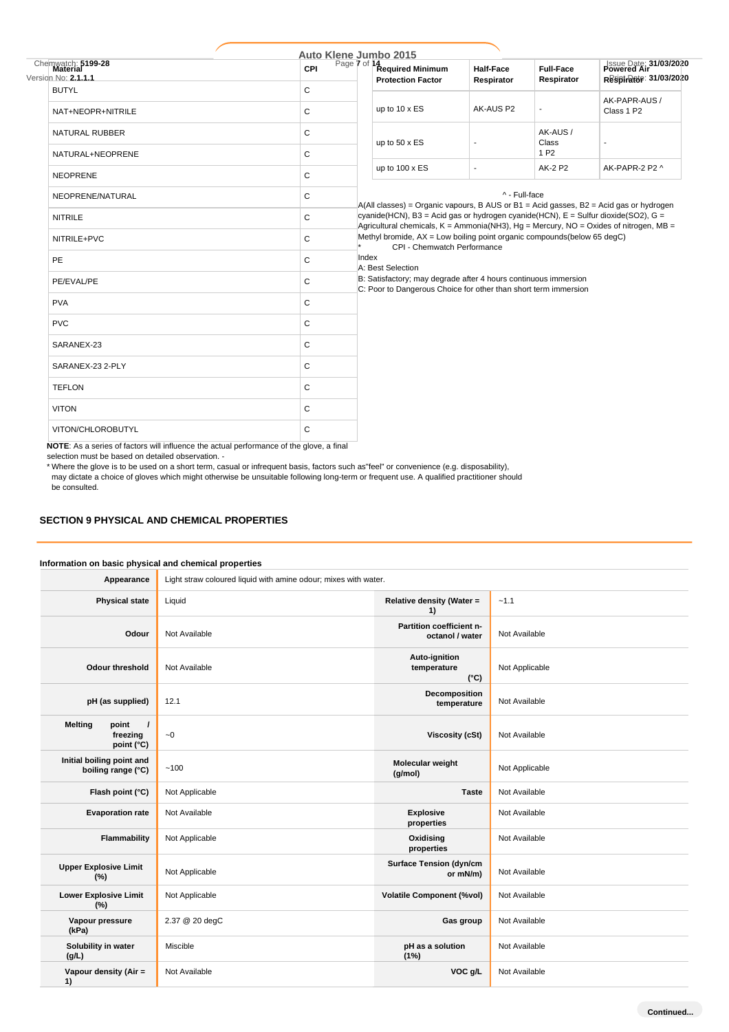| Material | CPI |
| --- | --- |
| BUTYL | C |
| NAT+NEOPR+NITRILE | C |
| NATURAL RUBBER | C |
| NATURAL+NEOPRENE | C |
| NEOPRENE | C |
| NEOPRENE/NATURAL | C |
| NITRILE | C |
| NITRILE+PVC | C |
| PE | C |
| PE/EVAL/PE | C |
| PVA | C |
| PVC | C |
| SARANEX-23 | C |
| SARANEX-23 2-PLY | C |
| TEFLON | C |
| VITON | C |
| VITON/CHLOROBUTYL | C |

**NOTE**: As a series of factors will influence the actual performance of the glove, a final selection must be based on detailed observation. -

* Where the glove is to be used on a short term, casual or infrequent basis, factors such as"feel" or convenience (e.g. disposability), may dictate a choice of gloves which might otherwise be unsuitable following long-term or frequent use. A qualified practitioner should be consulted.

| Required Minimum Protection Factor | Half-Face Respirator | Full-Face Respirator | Powered Air Respirator |
| --- | --- | --- | --- |
| up to 10 x ES | AK-AUS P2 | - | AK-PAPR-AUS / Class 1 P2 |
| up to 50 x ES | - | AK-AUS / Class 1 P2 | - |
| up to 100 x ES | - | AK-2 P2 | AK-PAPR-2 P2 ^ |

^ - Full-face

A(All classes) = Organic vapours, B AUS or B1 = Acid gasses, B2 = Acid gas or hydrogen cyanide(HCN), B3 = Acid gas or hydrogen cyanide(HCN), E = Sulfur dioxide(SO2), G = Agricultural chemicals, K = Ammonia(NH3), Hg = Mercury, NO = Oxides of nitrogen, MB = Methyl bromide, AX = Low boiling point organic compounds(below 65 degC)

* CPI - Chemwatch Performance Index

A: Best Selection

B: Satisfactory; may degrade after 4 hours continuous immersion

C: Poor to Dangerous Choice for other than short term immersion

## SECTION 9 PHYSICAL AND CHEMICAL PROPERTIES

### Information on basic physical and chemical properties

| Appearance | Light straw coloured liquid with amine odour; mixes with water. | | |
| --- | --- | --- | --- |
| Physical state | Liquid | Relative density (Water = 1) | ~1.1 |
| Odour | Not Available | Partition coefficient n-octanol / water | Not Available |
| Odour threshold | Not Available | Auto-ignition temperature (°C) | Not Applicable |
| pH (as supplied) | 12.1 | Decomposition temperature | Not Available |
| Melting point / freezing point (°C) | ~0 | Viscosity (cSt) | Not Available |
| Initial boiling point and boiling range (°C) | ~100 | Molecular weight (g/mol) | Not Applicable |
| Flash point (°C) | Not Applicable | Taste | Not Available |
| Evaporation rate | Not Available | Explosive properties | Not Available |
| Flammability | Not Applicable | Oxidising properties | Not Available |
| Upper Explosive Limit (%) | Not Applicable | Surface Tension (dyn/cm or mN/m) | Not Available |
| Lower Explosive Limit (%) | Not Applicable | Volatile Component (%vol) | Not Available |
| Vapour pressure (kPa) | 2.37 @ 20 degC | Gas group | Not Available |
| Solubility in water (g/L) | Miscible | pH as a solution (1%) | Not Available |
| Vapour density (Air = 1) | Not Available | VOC g/L | Not Available |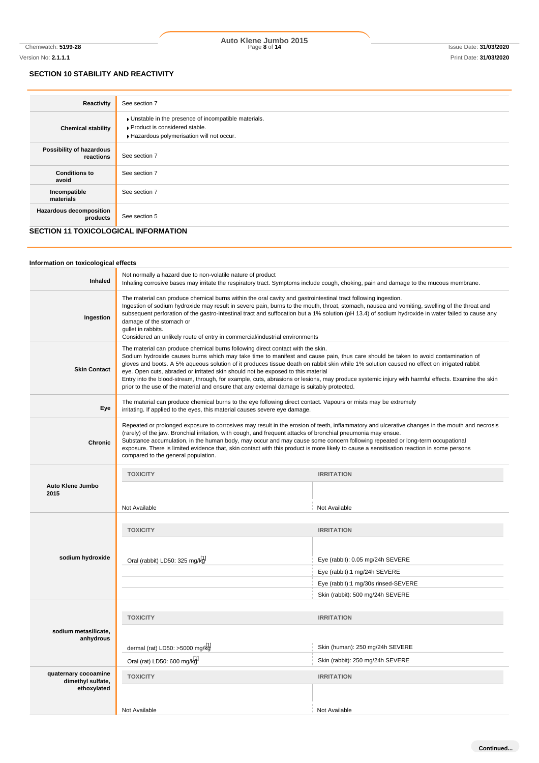## SECTION 10 STABILITY AND REACTIVITY

| | |
|---|---|
| **Reactivity** | See section 7 |
| **Chemical stability** | Unstable in the presence of incompatible materials.<br>Product is considered stable.<br>Hazardous polymerisation will not occur. |
| **Possibility of hazardous reactions** | See section 7 |
| **Conditions to avoid** | See section 7 |
| **Incompatible materials** | See section 7 |
| **Hazardous decomposition products** | See section 5 |

## SECTION 11 TOXICOLOGICAL INFORMATION

### Information on toxicological effects

| | |
|---|---|
| **Inhaled** | Not normally a hazard due to non-volatile nature of product<br>Inhaling corrosive bases may irritate the respiratory tract. Symptoms include cough, choking, pain and damage to the mucous membrane. |
| **Ingestion** | The material can produce chemical burns within the oral cavity and gastrointestinal tract following ingestion.<br>Ingestion of sodium hydroxide may result in severe pain, burns to the mouth, throat, stomach, nausea and vomiting, swelling of the throat and subsequent perforation of the gastro-intestinal tract and suffocation but a 1% solution (pH 13.4) of sodium hydroxide in water failed to cause any damage of the stomach or<br>gullet in rabbits.<br>Considered an unlikely route of entry in commercial/industrial environments |
| **Skin Contact** | The material can produce chemical burns following direct contact with the skin.<br>Sodium hydroxide causes burns which may take time to manifest and cause pain, thus care should be taken to avoid contamination of gloves and boots. A 5% aqueous solution of it produces tissue death on rabbit skin while 1% solution caused no effect on irrigated rabbit eye. Open cuts, abraded or irritated skin should not be exposed to this material<br>Entry into the blood-stream, through, for example, cuts, abrasions or lesions, may produce systemic injury with harmful effects. Examine the skin prior to the use of the material and ensure that any external damage is suitably protected. |
| **Eye** | The material can produce chemical burns to the eye following direct contact. Vapours or mists may be extremely irritating. If applied to the eyes, this material causes severe eye damage. |
| **Chronic** | Repeated or prolonged exposure to corrosives may result in the erosion of teeth, inflammatory and ulcerative changes in the mouth and necrosis (rarely) of the jaw. Bronchial irritation, with cough, and frequent attacks of bronchial pneumonia may ensue.<br>Substance accumulation, in the human body, may occur and may cause some concern following repeated or long-term occupational exposure. There is limited evidence that, skin contact with this product is more likely to cause a sensitisation reaction in some persons compared to the general population. |

| | TOXICITY | IRRITATION |
|---|---|---|
| **Auto Klene Jumbo 2015** | Not Available | Not Available |
| **sodium hydroxide** | Oral (rabbit) LD50: 325 mg/kg[1] | Eye (rabbit): 0.05 mg/24h SEVERE |
| | | Eye (rabbit):1 mg/24h SEVERE |
| | | Eye (rabbit):1 mg/30s rinsed-SEVERE |
| | | Skin (rabbit): 500 mg/24h SEVERE |
| **sodium metasilicate, anhydrous** | dermal (rat) LD50: >5000 mg/kg[1] | Skin (human): 250 mg/24h SEVERE |
| | Oral (rat) LD50: 600 mg/kg[1] | Skin (rabbit): 250 mg/24h SEVERE |
| **quaternary cocoamine dimethyl sulfate, ethoxylated** | Not Available | Not Available |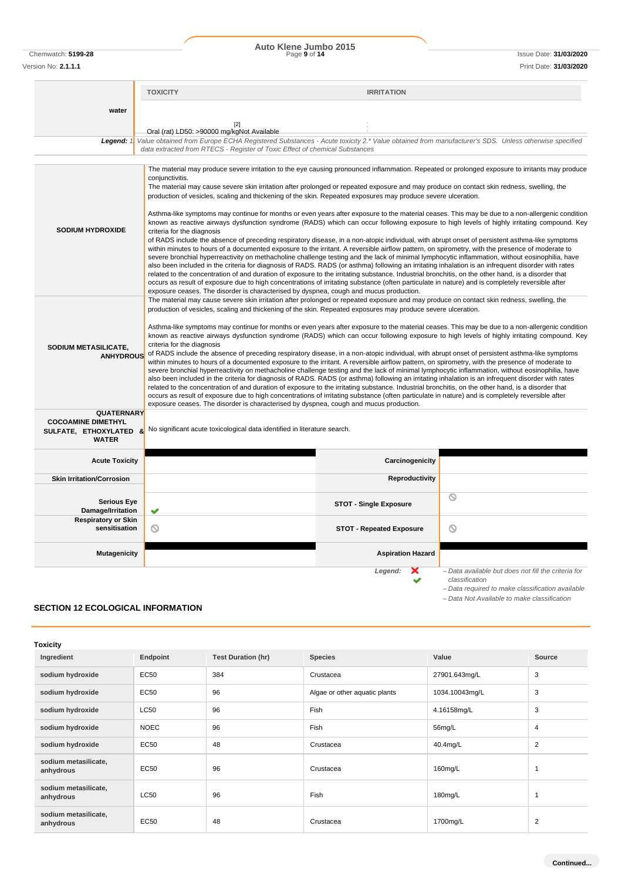| | TOXICITY | IRRITATION |
|---|---|---|
| water | Oral (rat) LD50: >90000 mg/kg[2] | Not Available |
| Legend: | 1. Value obtained from Europe ECHA Registered Substances - Acute toxicity 2.* Value obtained from manufacturer's SDS. Unless otherwise specified data extracted from RTECS - Register of Toxic Effect of chemical Substances | |

| | |
|---|---|
| SODIUM HYDROXIDE | The material may produce severe irritation to the eye causing pronounced inflammation. Repeated or prolonged exposure to irritants may produce conjunctivitis. The material may cause severe skin irritation after prolonged or repeated exposure and may produce on contact skin redness, swelling, the production of vesicles, scaling and thickening of the skin. Repeated exposures may produce severe ulceration. Asthma-like symptoms may continue for months or even years after exposure to the material ceases. This may be due to a non-allergenic condition known as reactive airways dysfunction syndrome (RADS) which can occur following exposure to high levels of highly irritating compound. Key criteria for the diagnosis of RADS include the absence of preceding respiratory disease, in a non-atopic individual, with abrupt onset of persistent asthma-like symptoms within minutes to hours of a documented exposure to the irritant. A reversible airflow pattern, on spirometry, with the presence of moderate to severe bronchial hyperreactivity on methacholine challenge testing and the lack of minimal lymphocytic inflammation, without eosinophilia, have also been included in the criteria for diagnosis of RADS. RADS (or asthma) following an irritating inhalation is an infrequent disorder with rates related to the concentration of and duration of exposure to the irritating substance. Industrial bronchitis, on the other hand, is a disorder that occurs as result of exposure due to high concentrations of irritating substance (often particulate in nature) and is completely reversible after exposure ceases. The disorder is characterised by dyspnea, cough and mucus production. |
| SODIUM METASILICATE, ANHYDROUS | The material may cause severe skin irritation after prolonged or repeated exposure and may produce on contact skin redness, swelling, the production of vesicles, scaling and thickening of the skin. Repeated exposures may produce severe ulceration. Asthma-like symptoms may continue for months or even years after exposure to the material ceases. This may be due to a non-allergenic condition known as reactive airways dysfunction syndrome (RADS) which can occur following exposure to high levels of highly irritating compound. Key criteria for the diagnosis of RADS include the absence of preceding respiratory disease, in a non-atopic individual, with abrupt onset of persistent asthma-like symptoms within minutes to hours of a documented exposure to the irritant. A reversible airflow pattern, on spirometry, with the presence of moderate to severe bronchial hyperreactivity on methacholine challenge testing and the lack of minimal lymphocytic inflammation, without eosinophilia, have also been included in the criteria for diagnosis of RADS. RADS (or asthma) following an irritating inhalation is an infrequent disorder with rates related to the concentration of and duration of exposure to the irritating substance. Industrial bronchitis, on the other hand, is a disorder that occurs as result of exposure due to high concentrations of irritating substance (often particulate in nature) and is completely reversible after exposure ceases. The disorder is characterised by dyspnea, cough and mucus production. |
| QUATERNARY COCOAMINE DIMETHYL SULFATE, ETHOXYLATED & WATER | No significant acute toxicological data identified in literature search. |

| | | | |
|---|---|---|---|
| Acute Toxicity | ■ | Carcinogenicity | ■ |
| Skin Irritation/Corrosion | | Reproductivity | |
| Serious Eye Damage/Irritation | ✔ | STOT - Single Exposure | ⊘ |
| Respiratory or Skin sensitisation | ⊘ | STOT - Repeated Exposure | ⊘ |
| Mutagenicity | ■ | Aspiration Hazard | ■ |

Legend:
✖ – Data available but does not fill the criteria for classification
✔ – Data required to make classification available
⊘ – Data Not Available to make classification

## SECTION 12 ECOLOGICAL INFORMATION

### Toxicity

| Ingredient | Endpoint | Test Duration (hr) | Species | Value | Source |
|---|---|---|---|---|---|
| sodium hydroxide | EC50 | 384 | Crustacea | 27901.643mg/L | 3 |
| sodium hydroxide | EC50 | 96 | Algae or other aquatic plants | 1034.10043mg/L | 3 |
| sodium hydroxide | LC50 | 96 | Fish | 4.16158mg/L | 3 |
| sodium hydroxide | NOEC | 96 | Fish | 56mg/L | 4 |
| sodium hydroxide | EC50 | 48 | Crustacea | 40.4mg/L | 2 |
| sodium metasilicate, anhydrous | EC50 | 96 | Crustacea | 160mg/L | 1 |
| sodium metasilicate, anhydrous | LC50 | 96 | Fish | 180mg/L | 1 |
| sodium metasilicate, anhydrous | EC50 | 48 | Crustacea | 1700mg/L | 2 |

Continued...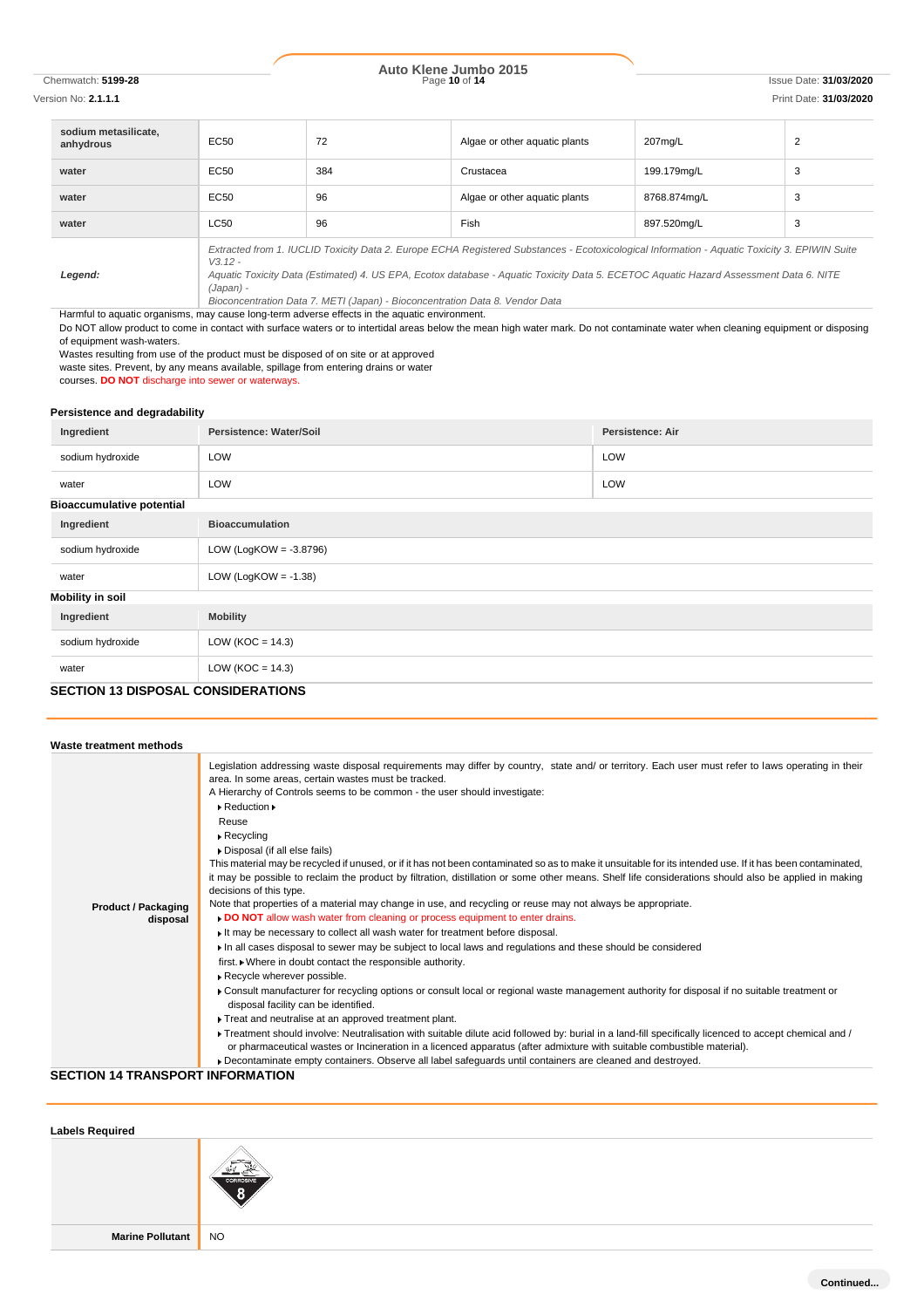| | | | | | |
|---|---|---|---|---|---|
| **sodium metasilicate, anhydrous** | EC50 | 72 | Algae or other aquatic plants | 207mg/L | 2 |
| **water** | EC50 | 384 | Crustacea | 199.179mg/L | 3 |
| **water** | EC50 | 96 | Algae or other aquatic plants | 8768.874mg/L | 3 |
| **water** | LC50 | 96 | Fish | 897.520mg/L | 3 |
| ***Legend:*** | *Extracted from 1. IUCLID Toxicity Data 2. Europe ECHA Registered Substances - Ecotoxicological Information - Aquatic Toxicity 3. EPIWIN Suite V3.12 - Aquatic Toxicity Data (Estimated) 4. US EPA, Ecotox database - Aquatic Toxicity Data 5. ECETOC Aquatic Hazard Assessment Data 6. NITE (Japan) - Bioconcentration Data 7. METI (Japan) - Bioconcentration Data 8. Vendor Data* | | | | |

Harmful to aquatic organisms, may cause long-term adverse effects in the aquatic environment.

Do NOT allow product to come in contact with surface waters or to intertidal areas below the mean high water mark. Do not contaminate water when cleaning equipment or disposing of equipment wash-waters.

Wastes resulting from use of the product must be disposed of on site or at approved waste sites. Prevent, by any means available, spillage from entering drains or water courses. **DO NOT** discharge into sewer or waterways.

### Persistence and degradability

| Ingredient | Persistence: Water/Soil | Persistence: Air |
|---|---|---|
| sodium hydroxide | LOW | LOW |
| water | LOW | LOW |

### Bioaccumulative potential

| Ingredient | Bioaccumulation |
|---|---|
| sodium hydroxide | LOW (LogKOW = -3.8796) |
| water | LOW (LogKOW = -1.38) |

### Mobility in soil

| Ingredient | Mobility |
|---|---|
| sodium hydroxide | LOW (KOC = 14.3) |
| water | LOW (KOC = 14.3) |

## SECTION 13 DISPOSAL CONSIDERATIONS

### Waste treatment methods

| | |
|---|---|
| **Product / Packaging disposal** | Legislation addressing waste disposal requirements may differ by country, state and/ or territory. Each user must refer to laws operating in their area. In some areas, certain wastes must be tracked.<br>A Hierarchy of Controls seems to be common - the user should investigate:<br>▸ Reduction ▸<br>Reuse<br>▸ Recycling<br>▸ Disposal (if all else fails)<br>This material may be recycled if unused, or if it has not been contaminated so as to make it unsuitable for its intended use. If it has been contaminated, it may be possible to reclaim the product by filtration, distillation or some other means. Shelf life considerations should also be applied in making decisions of this type.<br>Note that properties of a material may change in use, and recycling or reuse may not always be appropriate.<br>▸ **DO NOT** allow wash water from cleaning or process equipment to enter drains.<br>▸ It may be necessary to collect all wash water for treatment before disposal.<br>▸ In all cases disposal to sewer may be subject to local laws and regulations and these should be considered first. ▸ Where in doubt contact the responsible authority.<br>▸ Recycle wherever possible.<br>▸ Consult manufacturer for recycling options or consult local or regional waste management authority for disposal if no suitable treatment or disposal facility can be identified.<br>▸ Treat and neutralise at an approved treatment plant.<br>▸ Treatment should involve: Neutralisation with suitable dilute acid followed by: burial in a land-fill specifically licenced to accept chemical and / or pharmaceutical wastes or Incineration in a licenced apparatus (after admixture with suitable combustible material).<br>▸ Decontaminate empty containers. Observe all label safeguards until containers are cleaned and destroyed. |

## SECTION 14 TRANSPORT INFORMATION

### Labels Required

| | |
|---|---|
| | CORROSIVE 8 |
| **Marine Pollutant** | NO |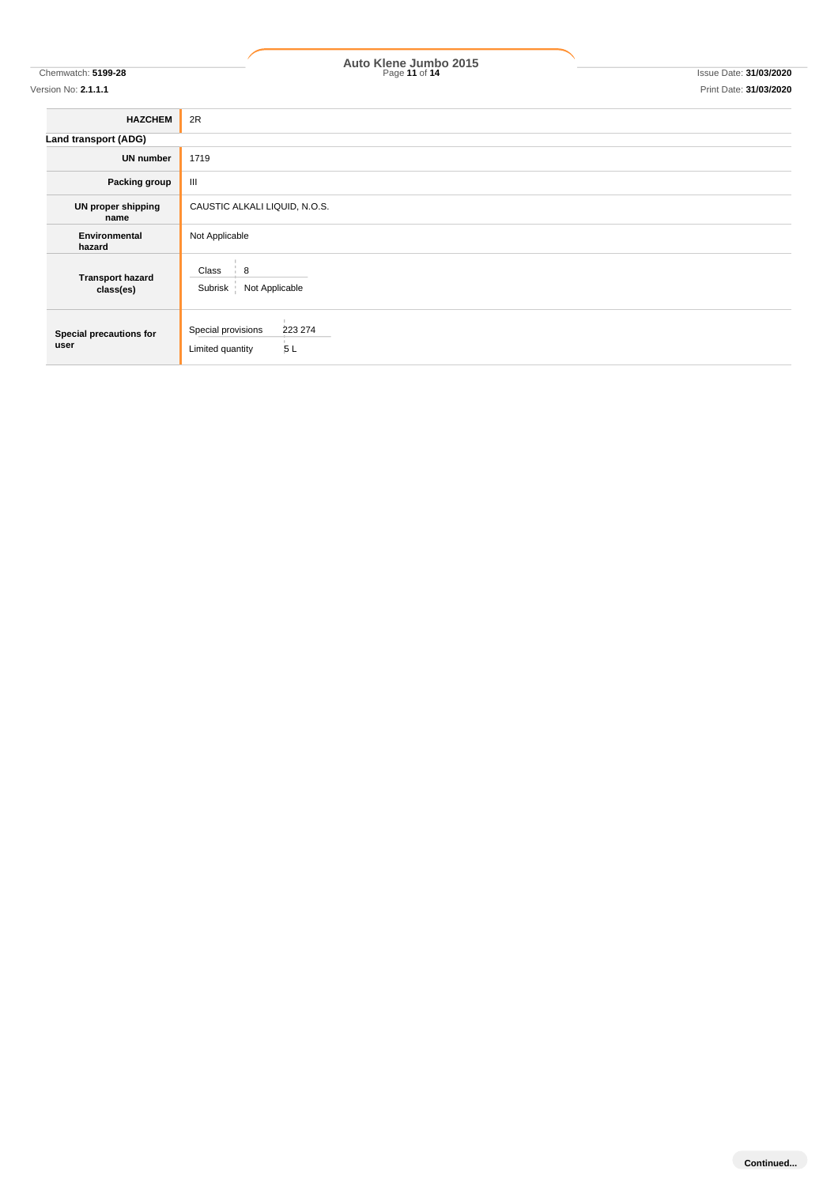| | |
|---|---|
| **HAZCHEM** | 2R |

**Land transport (ADG)**

| | |
|---|---|
| **UN number** | 1719 |
| **Packing group** | III |
| **UN proper shipping name** | CAUSTIC ALKALI LIQUID, N.O.S. |
| **Environmental hazard** | Not Applicable |
| **Transport hazard class(es)** | Class: 8<br>Subrisk: Not Applicable |
| **Special precautions for user** | Special provisions: 223 274<br>Limited quantity: 5 L |

Continued...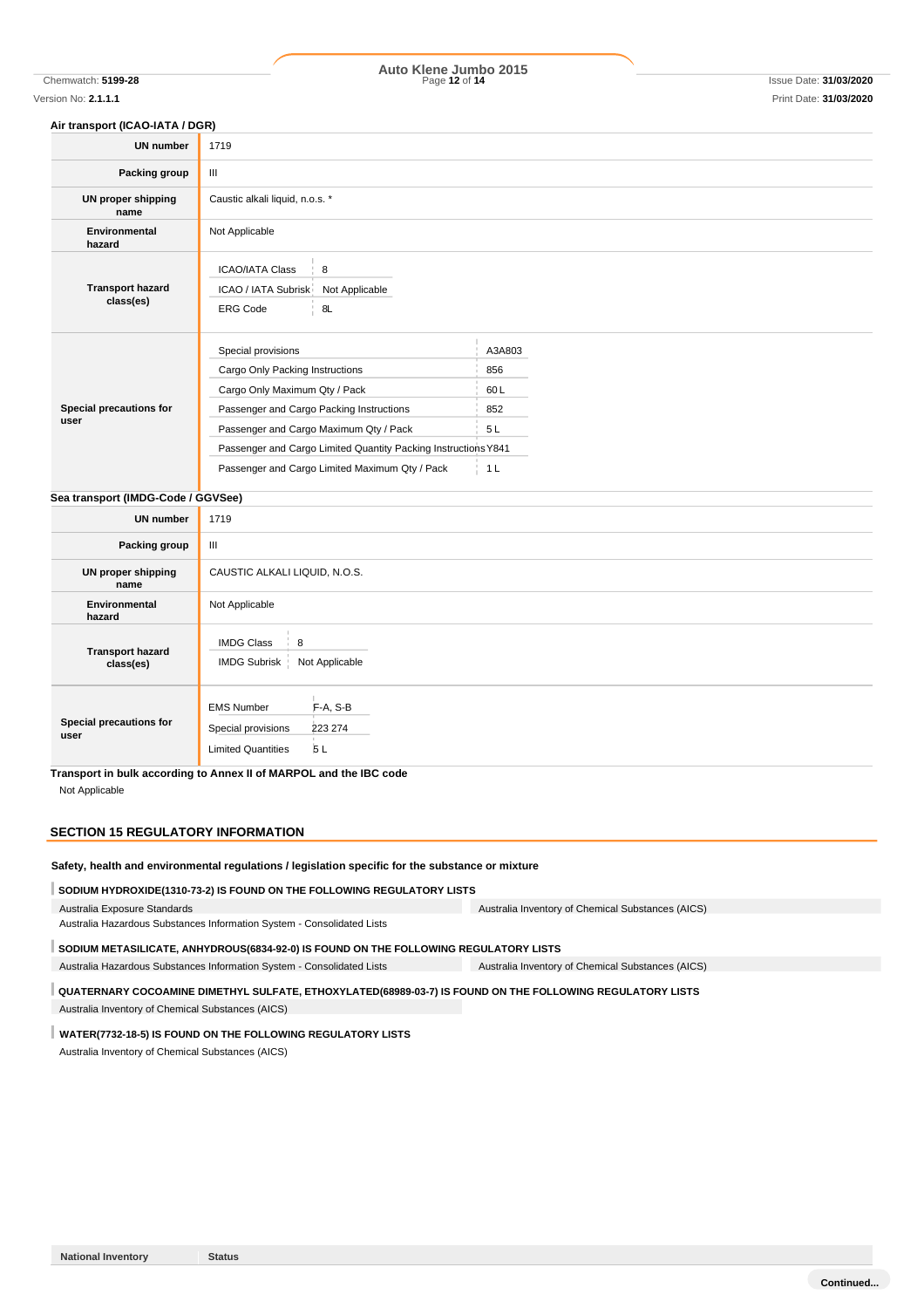### Air transport (ICAO-IATA / DGR)

| | |
|---|---|
| **UN number** | 1719 |
| **Packing group** | III |
| **UN proper shipping name** | Caustic alkali liquid, n.o.s. * |
| **Environmental hazard** | Not Applicable |
| **Transport hazard class(es)** | ICAO/IATA Class: 8<br>ICAO / IATA Subrisk: Not Applicable<br>ERG Code: 8L |
| **Special precautions for user** | Special provisions: A3A803<br>Cargo Only Packing Instructions: 856<br>Cargo Only Maximum Qty / Pack: 60 L<br>Passenger and Cargo Packing Instructions: 852<br>Passenger and Cargo Maximum Qty / Pack: 5 L<br>Passenger and Cargo Limited Quantity Packing Instructions: Y841<br>Passenger and Cargo Limited Maximum Qty / Pack: 1 L |

### Sea transport (IMDG-Code / GGVSee)

| | |
|---|---|
| **UN number** | 1719 |
| **Packing group** | III |
| **UN proper shipping name** | CAUSTIC ALKALI LIQUID, N.O.S. |
| **Environmental hazard** | Not Applicable |
| **Transport hazard class(es)** | IMDG Class: 8<br>IMDG Subrisk: Not Applicable |
| **Special precautions for user** | EMS Number: F-A, S-B<br>Special provisions: 223 274<br>Limited Quantities: 5 L |

**Transport in bulk according to Annex II of MARPOL and the IBC code**

Not Applicable

## SECTION 15 REGULATORY INFORMATION

**Safety, health and environmental regulations / legislation specific for the substance or mixture**

**SODIUM HYDROXIDE(1310-73-2) IS FOUND ON THE FOLLOWING REGULATORY LISTS**

- Australia Exposure Standards
- Australia Hazardous Substances Information System - Consolidated Lists
- Australia Inventory of Chemical Substances (AICS)

**SODIUM METASILICATE, ANHYDROUS(6834-92-0) IS FOUND ON THE FOLLOWING REGULATORY LISTS**

- Australia Hazardous Substances Information System - Consolidated Lists
- Australia Inventory of Chemical Substances (AICS)

**QUATERNARY COCOAMINE DIMETHYL SULFATE, ETHOXYLATED(68989-03-7) IS FOUND ON THE FOLLOWING REGULATORY LISTS**

- Australia Inventory of Chemical Substances (AICS)

**WATER(7732-18-5) IS FOUND ON THE FOLLOWING REGULATORY LISTS**

- Australia Inventory of Chemical Substances (AICS)

| National Inventory | Status |
|---|---|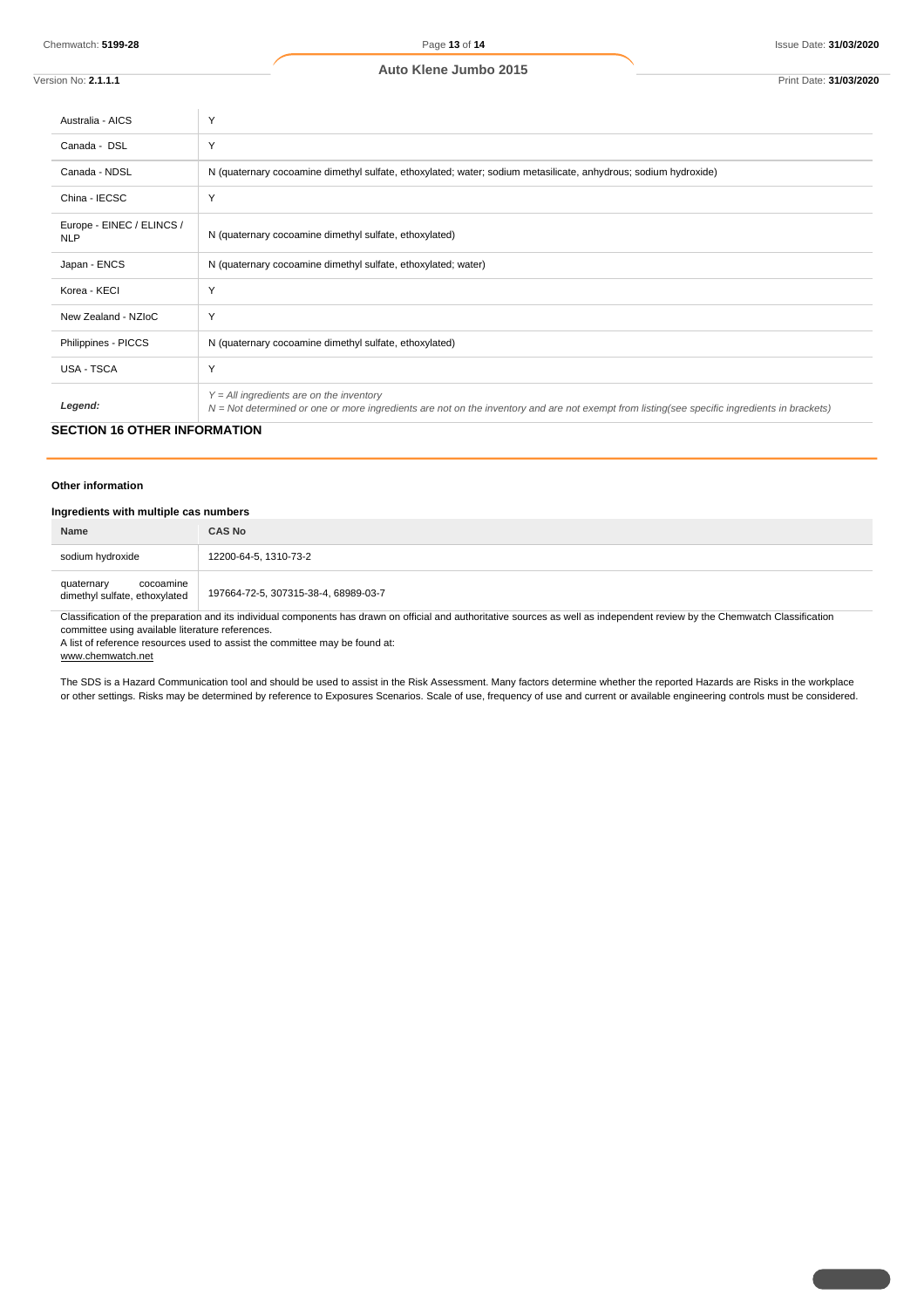| | |
|---|---|
| Australia - AICS | Y |
| Canada - DSL | Y |
| Canada - NDSL | N (quaternary cocoamine dimethyl sulfate, ethoxylated; water; sodium metasilicate, anhydrous; sodium hydroxide) |
| China - IECSC | Y |
| Europe - EINEC / ELINCS / NLP | N (quaternary cocoamine dimethyl sulfate, ethoxylated) |
| Japan - ENCS | N (quaternary cocoamine dimethyl sulfate, ethoxylated; water) |
| Korea - KECI | Y |
| New Zealand - NZIoC | Y |
| Philippines - PICCS | N (quaternary cocoamine dimethyl sulfate, ethoxylated) |
| USA - TSCA | Y |
| ***Legend:*** | *Y = All ingredients are on the inventory*<br>*N = Not determined or one or more ingredients are not on the inventory and are not exempt from listing(see specific ingredients in brackets)* |

## SECTION 16 OTHER INFORMATION

### Other information

#### Ingredients with multiple cas numbers

| Name | CAS No |
|---|---|
| sodium hydroxide | 12200-64-5, 1310-73-2 |
| quaternary cocoamine dimethyl sulfate, ethoxylated | 197664-72-5, 307315-38-4, 68989-03-7 |

Classification of the preparation and its individual components has drawn on official and authoritative sources as well as independent review by the Chemwatch Classification committee using available literature references.

A list of reference resources used to assist the committee may be found at:
www.chemwatch.net

The SDS is a Hazard Communication tool and should be used to assist in the Risk Assessment. Many factors determine whether the reported Hazards are Risks in the workplace or other settings. Risks may be determined by reference to Exposures Scenarios. Scale of use, frequency of use and current or available engineering controls must be considered.